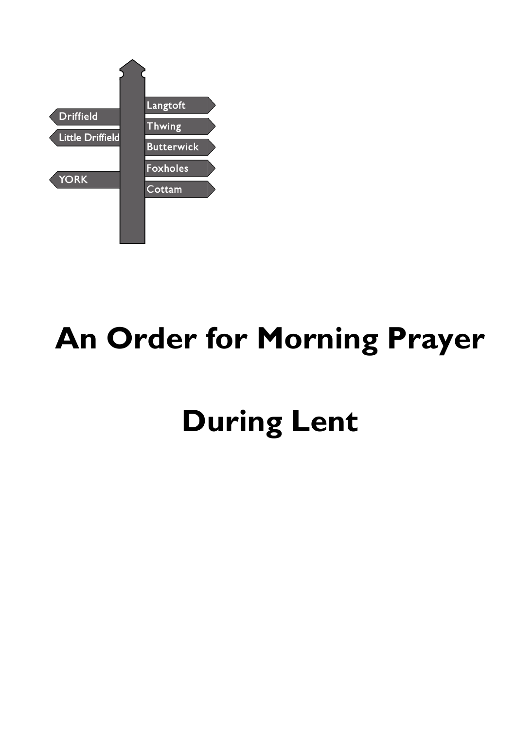Driffield
Little Driffield
YORK
Langtoft
Thwing
Butterwick
Foxholes
Cottam

# An Order for Morning Prayer

# During Lent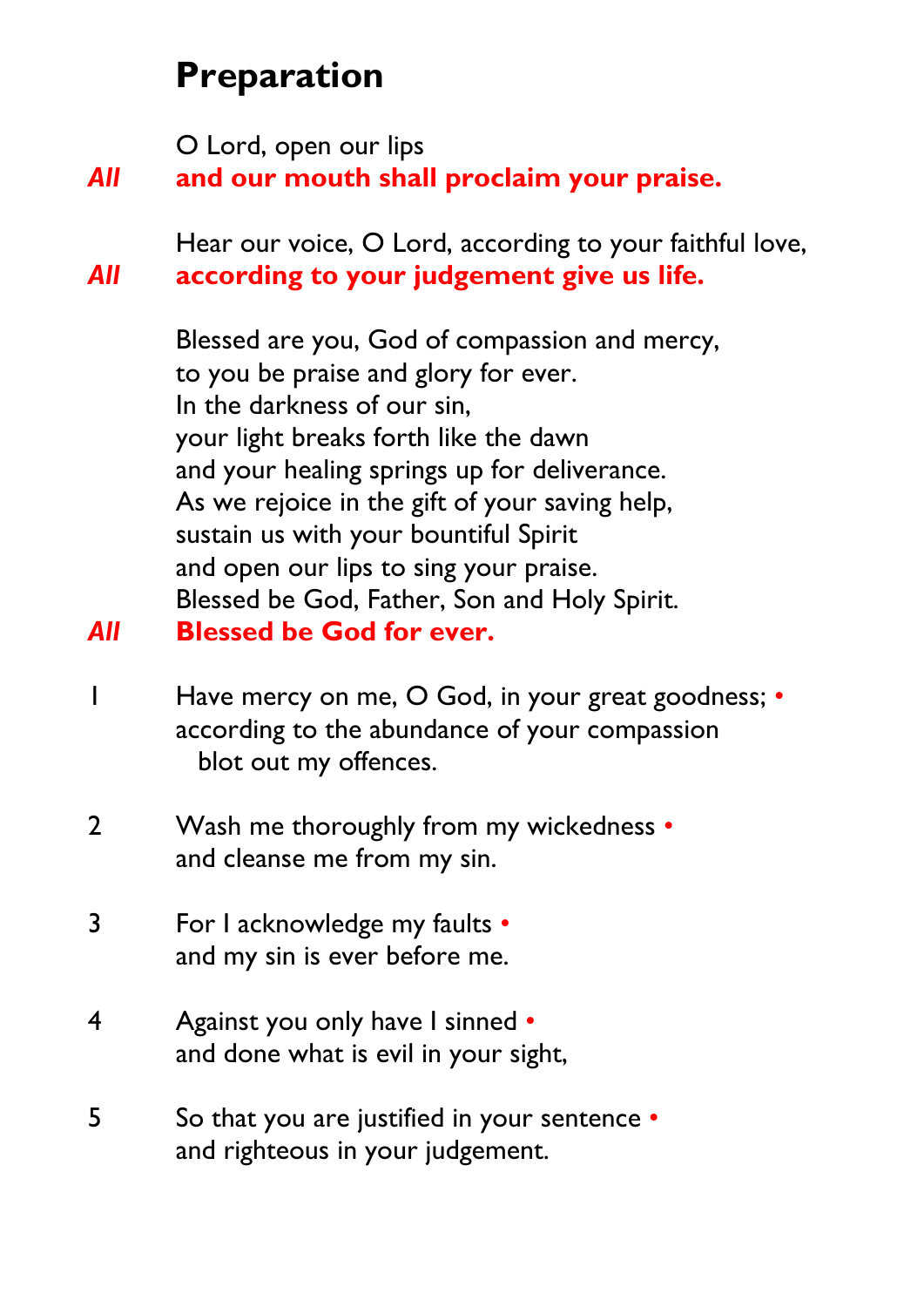# Preparation

O Lord, open our lips
***All*** **and our mouth shall proclaim your praise.**

Hear our voice, O Lord, according to your faithful love,
***All*** **according to your judgement give us life.**

Blessed are you, God of compassion and mercy,
to you be praise and glory for ever.
In the darkness of our sin,
your light breaks forth like the dawn
and your healing springs up for deliverance.
As we rejoice in the gift of your saving help,
sustain us with your bountiful Spirit
and open our lips to sing your praise.
Blessed be God, Father, Son and Holy Spirit.
***All*** **Blessed be God for ever.**

1 Have mercy on me, O God, in your great goodness; •
according to the abundance of your compassion
  blot out my offences.

2 Wash me thoroughly from my wickedness •
and cleanse me from my sin.

3 For I acknowledge my faults •
and my sin is ever before me.

4 Against you only have I sinned •
and done what is evil in your sight,

5 So that you are justified in your sentence •
and righteous in your judgement.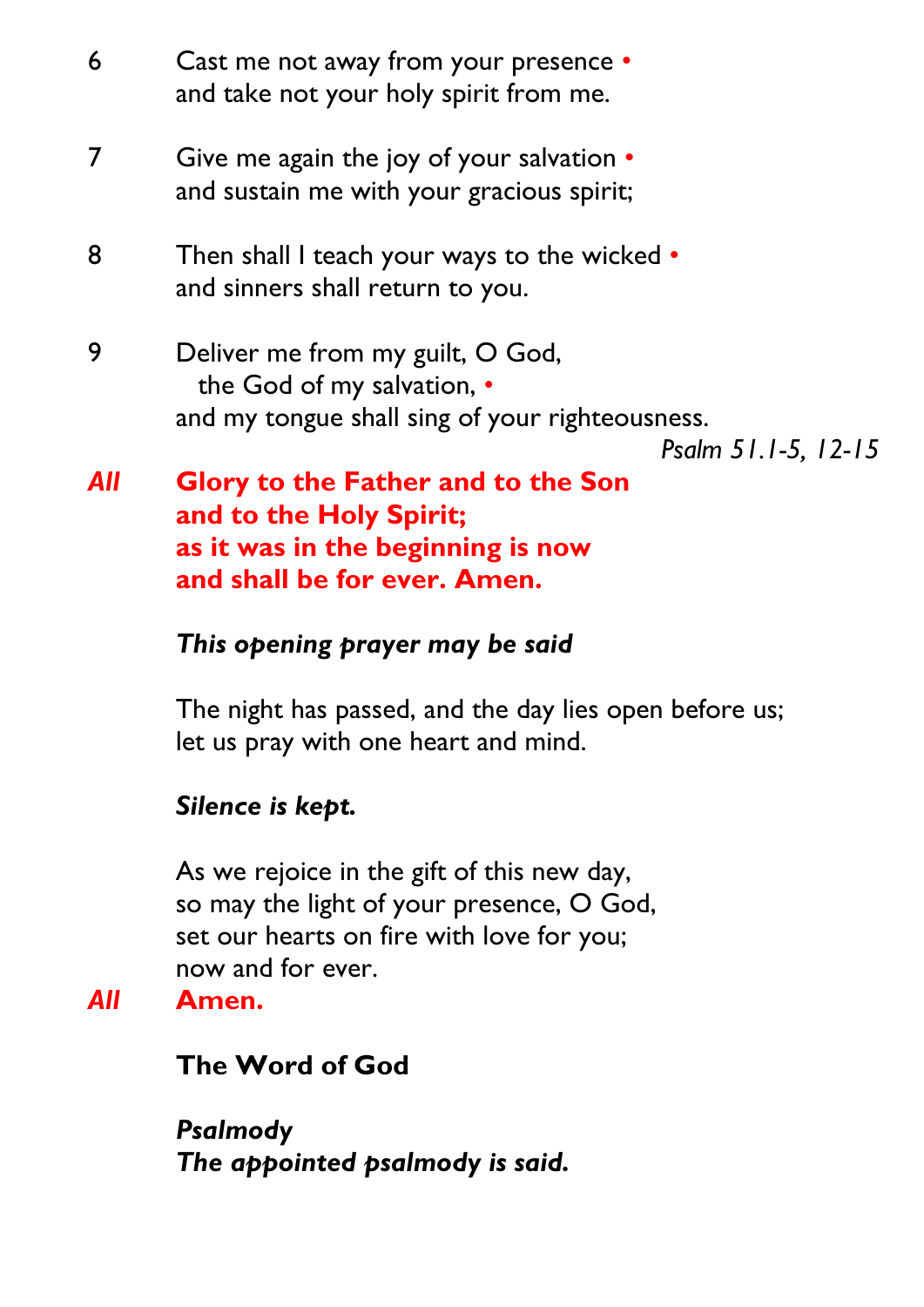6 Cast me not away from your presence •
and take not your holy spirit from me.

7 Give me again the joy of your salvation •
and sustain me with your gracious spirit;

8 Then shall I teach your ways to the wicked •
and sinners shall return to you.

9 Deliver me from my guilt, O God,
the God of my salvation, •
and my tongue shall sing of your righteousness.

*Psalm 51.1-5, 12-15*

***All*** **Glory to the Father and to the Son**
**and to the Holy Spirit;**
**as it was in the beginning is now**
**and shall be for ever. Amen.**

***This opening prayer may be said***

The night has passed, and the day lies open before us;
let us pray with one heart and mind.

***Silence is kept.***

As we rejoice in the gift of this new day,
so may the light of your presence, O God,
set our hearts on fire with love for you;
now and for ever.

***All*** **Amen.**

**The Word of God**

***Psalmody***
***The appointed psalmody is said.***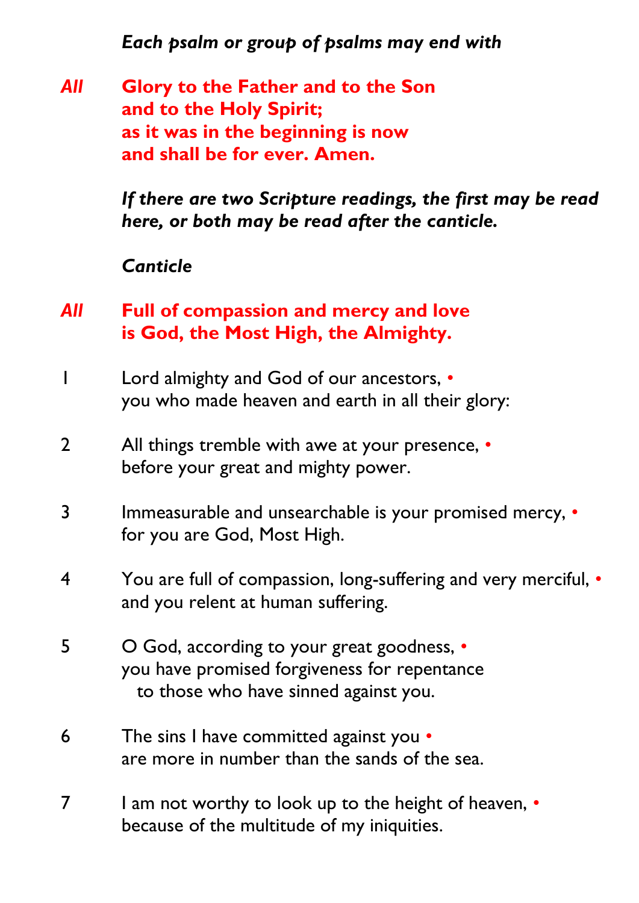*Each psalm or group of psalms may end with*

*All* **Glory to the Father and to the Son**
**and to the Holy Spirit;**
**as it was in the beginning is now**
**and shall be for ever. Amen.**

*If there are two Scripture readings, the first may be read here, or both may be read after the canticle.*

*Canticle*

*All* **Full of compassion and mercy and love**
**is God, the Most High, the Almighty.**

1 Lord almighty and God of our ancestors, •
you who made heaven and earth in all their glory:

2 All things tremble with awe at your presence, •
before your great and mighty power.

3 Immeasurable and unsearchable is your promised mercy, •
for you are God, Most High.

4 You are full of compassion, long-suffering and very merciful, •
and you relent at human suffering.

5 O God, according to your great goodness, •
you have promised forgiveness for repentance
to those who have sinned against you.

6 The sins I have committed against you •
are more in number than the sands of the sea.

7 I am not worthy to look up to the height of heaven, •
because of the multitude of my iniquities.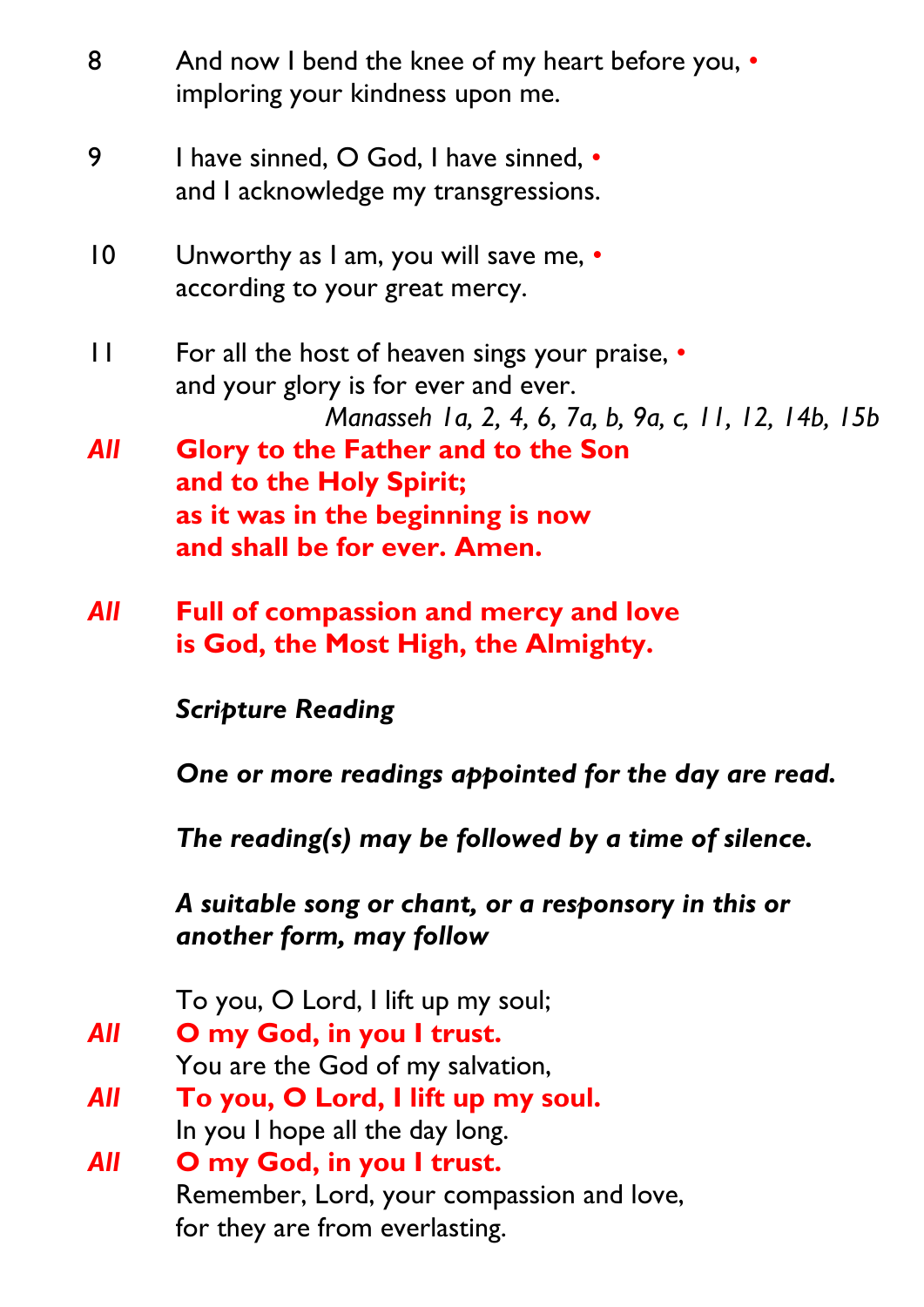8 And now I bend the knee of my heart before you, •
imploring your kindness upon me.

9 I have sinned, O God, I have sinned, •
and I acknowledge my transgressions.

10 Unworthy as I am, you will save me, •
according to your great mercy.

11 For all the host of heaven sings your praise, •
and your glory is for ever and ever.

*Manasseh 1a, 2, 4, 6, 7a, b, 9a, c, 11, 12, 14b, 15b*

***All*** **Glory to the Father and to the Son**
**and to the Holy Spirit;**
**as it was in the beginning is now**
**and shall be for ever. Amen.**

***All*** **Full of compassion and mercy and love**
**is God, the Most High, the Almighty.**

***Scripture Reading***

***One or more readings appointed for the day are read.***

***The reading(s) may be followed by a time of silence.***

***A suitable song or chant, or a responsory in this or another form, may follow***

To you, O Lord, I lift up my soul;
***All*** **O my God, in you I trust.**
You are the God of my salvation,
***All*** **To you, O Lord, I lift up my soul.**
In you I hope all the day long.
***All*** **O my God, in you I trust.**
Remember, Lord, your compassion and love,
for they are from everlasting.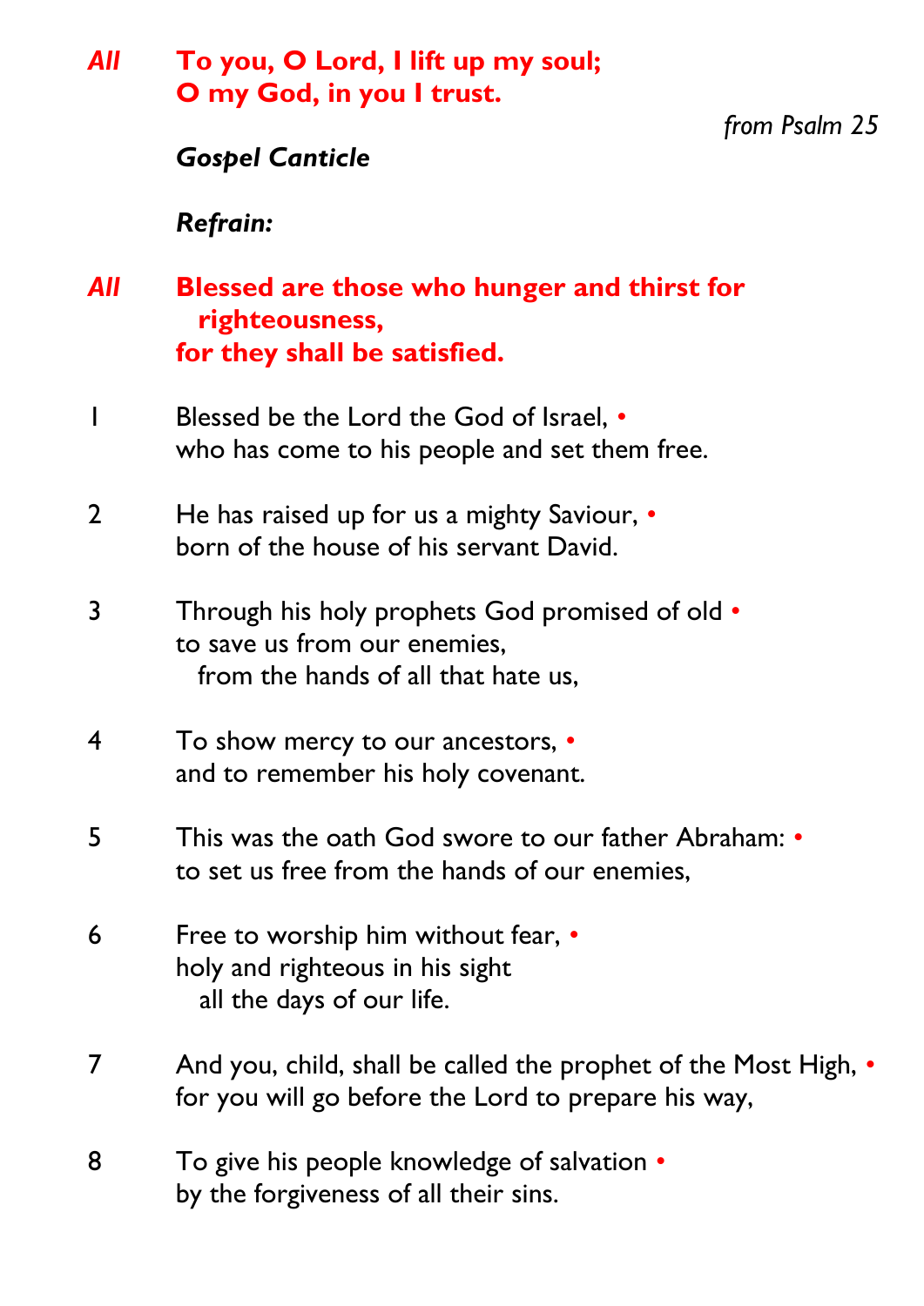*All* **To you, O Lord, I lift up my soul;**
**O my God, in you I trust.**

*from Psalm 25*

***Gospel Canticle***

***Refrain:***

*All* **Blessed are those who hunger and thirst for righteousness,**
**for they shall be satisfied.**

1 Blessed be the Lord the God of Israel, •
who has come to his people and set them free.

2 He has raised up for us a mighty Saviour, •
born of the house of his servant David.

3 Through his holy prophets God promised of old •
to save us from our enemies,
from the hands of all that hate us,

4 To show mercy to our ancestors, •
and to remember his holy covenant.

5 This was the oath God swore to our father Abraham: •
to set us free from the hands of our enemies,

6 Free to worship him without fear, •
holy and righteous in his sight
all the days of our life.

7 And you, child, shall be called the prophet of the Most High, •
for you will go before the Lord to prepare his way,

8 To give his people knowledge of salvation •
by the forgiveness of all their sins.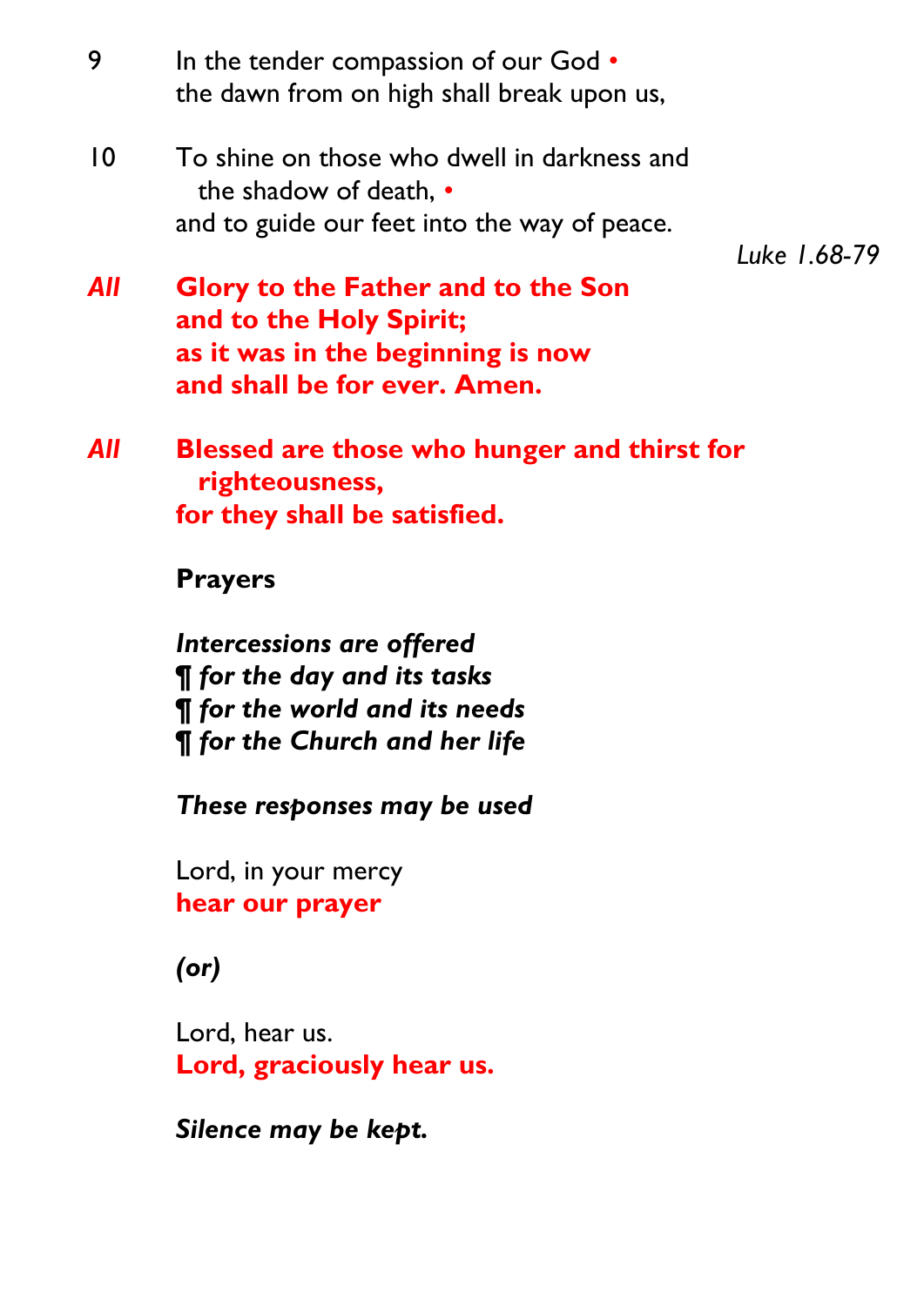9 In the tender compassion of our God •
the dawn from on high shall break upon us,

10 To shine on those who dwell in darkness and
  the shadow of death, •
and to guide our feet into the way of peace.

*Luke 1.68-79*

***All*** **Glory to the Father and to the Son**
**and to the Holy Spirit;**
**as it was in the beginning is now**
**and shall be for ever. Amen.**

***All*** **Blessed are those who hunger and thirst for**
  **righteousness,**
**for they shall be satisfied.**

**Prayers**

***Intercessions are offered***
***¶ for the day and its tasks***
***¶ for the world and its needs***
***¶ for the Church and her life***

***These responses may be used***

Lord, in your mercy
**hear our prayer**

***(or)***

Lord, hear us.
**Lord, graciously hear us.**

***Silence may be kept.***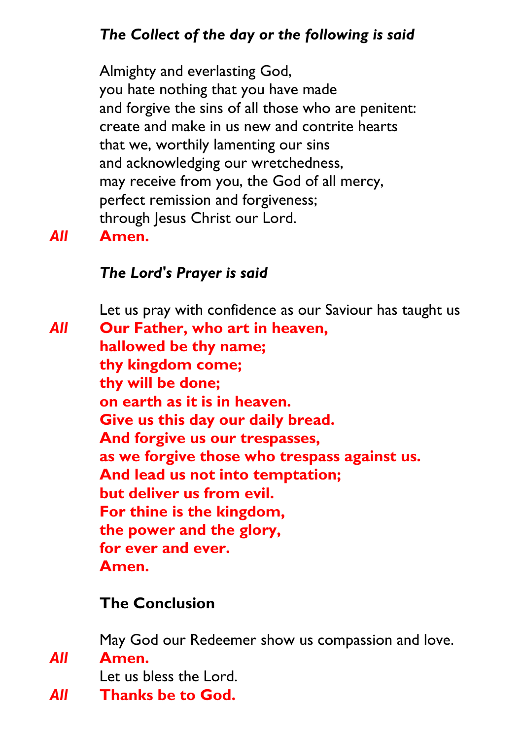*The Collect of the day or the following is said*

Almighty and everlasting God,
you hate nothing that you have made
and forgive the sins of all those who are penitent:
create and make in us new and contrite hearts
that we, worthily lamenting our sins
and acknowledging our wretchedness,
may receive from you, the God of all mercy,
perfect remission and forgiveness;
through Jesus Christ our Lord.

*All* **Amen.**

*The Lord's Prayer is said*

Let us pray with confidence as our Saviour has taught us

*All* **Our Father, who art in heaven,**
**hallowed be thy name;**
**thy kingdom come;**
**thy will be done;**
**on earth as it is in heaven.**
**Give us this day our daily bread.**
**And forgive us our trespasses,**
**as we forgive those who trespass against us.**
**And lead us not into temptation;**
**but deliver us from evil.**
**For thine is the kingdom,**
**the power and the glory,**
**for ever and ever.**
**Amen.**

**The Conclusion**

May God our Redeemer show us compassion and love.

*All* **Amen.**

Let us bless the Lord.

*All* **Thanks be to God.**